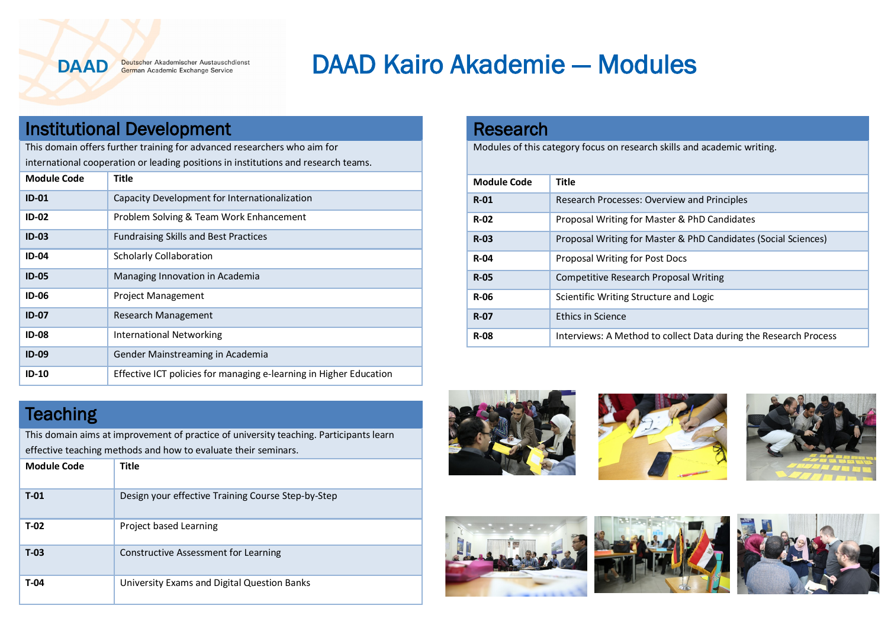DAAD Deutscher Akademischer Austauschdienst German Academic Exchange Service

# DAAD Kairo Akademie — Modules

## Institutional Development

This domain offers further training for advanced researchers who aim for international cooperation or leading positions in institutions and research teams.

| Module Code | Title |
|---|---|
| ID-01 | Capacity Development for Internationalization |
| ID-02 | Problem Solving & Team Work Enhancement |
| ID-03 | Fundraising Skills and Best Practices |
| ID-04 | Scholarly Collaboration |
| ID-05 | Managing Innovation in Academia |
| ID-06 | Project Management |
| ID-07 | Research Management |
| ID-08 | International Networking |
| ID-09 | Gender Mainstreaming in Academia |
| ID-10 | Effective ICT policies for managing e-learning in Higher Education |

## Teaching

This domain aims at improvement of practice of university teaching. Participants learn effective teaching methods and how to evaluate their seminars.

| Module Code | Title |
|---|---|
| T-01 | Design your effective Training Course Step-by-Step |
| T-02 | Project based Learning |
| T-03 | Constructive Assessment for Learning |
| T-04 | University Exams and Digital Question Banks |

## Research

Modules of this category focus on research skills and academic writing.

| Module Code | Title |
|---|---|
| R-01 | Research Processes: Overview and Principles |
| R-02 | Proposal Writing for Master & PhD Candidates |
| R-03 | Proposal Writing for Master & PhD Candidates (Social Sciences) |
| R-04 | Proposal Writing for Post Docs |
| R-05 | Competitive Research Proposal Writing |
| R-06 | Scientific Writing Structure and Logic |
| R-07 | Ethics in Science |
| R-08 | Interviews: A Method to collect Data during the Research Process |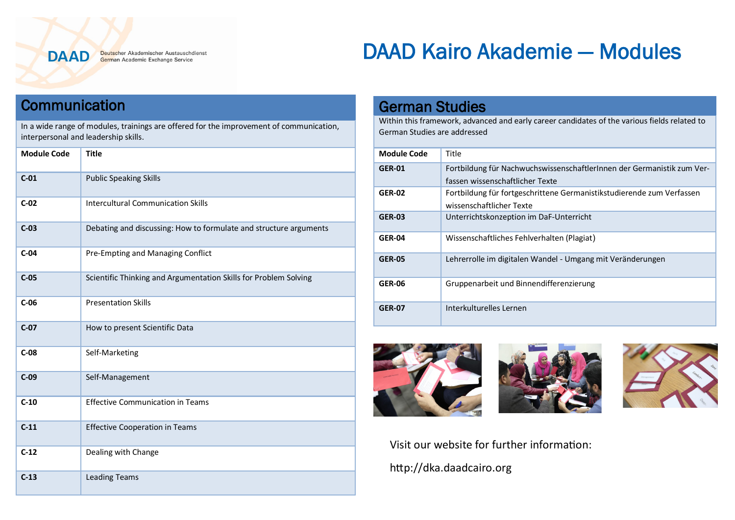DAAD Deutscher Akademischer Austauschdienst German Academic Exchange Service

# DAAD Kairo Akademie — Modules

## Communication

In a wide range of modules, trainings are offered for the improvement of communication, interpersonal and leadership skills.

| Module Code | Title |
|---|---|
| **C-01** | Public Speaking Skills |
| **C-02** | Intercultural Communication Skills |
| **C-03** | Debating and discussing: How to formulate and structure arguments |
| **C-04** | Pre-Empting and Managing Conflict |
| **C-05** | Scientific Thinking and Argumentation Skills for Problem Solving |
| **C-06** | Presentation Skills |
| **C-07** | How to present Scientific Data |
| **C-08** | Self-Marketing |
| **C-09** | Self-Management |
| **C-10** | Effective Communication in Teams |
| **C-11** | Effective Cooperation in Teams |
| **C-12** | Dealing with Change |
| **C-13** | Leading Teams |

## German Studies

Within this framework, advanced and early career candidates of the various fields related to German Studies are addressed

| Module Code | Title |
|---|---|
| **GER-01** | Fortbildung für NachwuchswissenschaftlerInnen der Germanistik zum Verfassen wissenschaftlicher Texte |
| **GER-02** | Fortbildung für fortgeschrittene Germanistikstudierende zum Verfassen wissenschaftlicher Texte |
| **GER-03** | Unterrichtskonzeption im DaF-Unterricht |
| **GER-04** | Wissenschaftliches Fehlverhalten (Plagiat) |
| **GER-05** | Lehrerrolle im digitalen Wandel - Umgang mit Veränderungen |
| **GER-06** | Gruppenarbeit und Binnendifferenzierung |
| **GER-07** | Interkulturelles Lernen |

Visit our website for further information:

http://dka.daadcairo.org